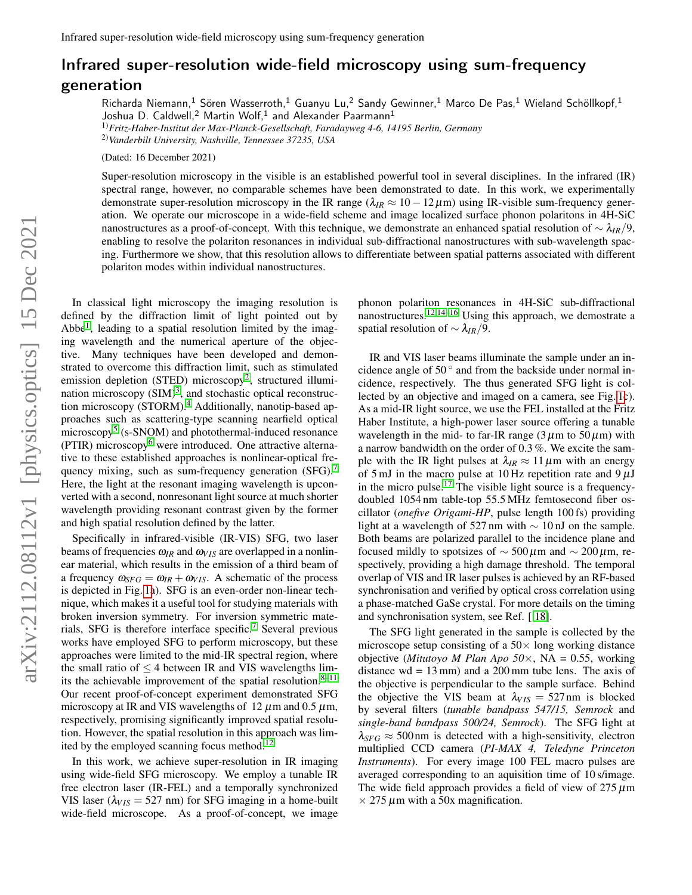# Infrared super-resolution wide-field microscopy using sum-frequency generation

Richarda Niemann,[1] Sören Wasserroth,[1] Guanyu Lu,[2] Sandy Gewinner,[1] Marco De Pas,[1] Wieland Schöllkopf,[1] Joshua D. Caldwell,[2] Martin Wolf,[1] and Alexander Paarmann[1]

[1])*Fritz-Haber-Institut der Max-Planck-Gesellschaft, Faradayweg 4-6, 14195 Berlin, Germany*

[2])*Vanderbilt University, Nashville, Tennessee 37235, USA*

(Dated: 16 December 2021)

Super-resolution microscopy in the visible is an established powerful tool in several disciplines. In the infrared (IR) spectral range, however, no comparable schemes have been demonstrated to date. In this work, we experimentally demonstrate super-resolution microscopy in the IR range ($\lambda_{IR} \approx 10-12\,\mu$m) using IR-visible sum-frequency generation. We operate our microscope in a wide-field scheme and image localized surface phonon polaritons in 4H-SiC nanostructures as a proof-of-concept. With this technique, we demonstrate an enhanced spatial resolution of $\sim \lambda_{IR}/9$, enabling to resolve the polariton resonances in individual sub-diffractional nanostructures with sub-wavelength spacing. Furthermore we show, that this resolution allows to differentiate between spatial patterns associated with different polariton modes within individual nanostructures.

In classical light microscopy the imaging resolution is defined by the diffraction limit of light pointed out by Abbe[1], leading to a spatial resolution limited by the imaging wavelength and the numerical aperture of the objective. Many techniques have been developed and demonstrated to overcome this diffraction limit, such as stimulated emission depletion (STED) microscopy[2], structured illumination microscopy (SIM)[3], and stochastic optical reconstruction microscopy (STORM).[4] Additionally, nanotip-based approaches such as scattering-type scanning nearfield optical microscopy[5] (s-SNOM) and photothermal-induced resonance (PTIR) microscopy[6] were introduced. One attractive alternative to these established approaches is nonlinear-optical frequency mixing, such as sum-frequency generation (SFG).[7] Here, the light at the resonant imaging wavelength is upconverted with a second, nonresonant light source at much shorter wavelength providing resonant contrast given by the former and high spatial resolution defined by the latter.

Specifically in infrared-visible (IR-VIS) SFG, two laser beams of frequencies $\omega_{IR}$ and $\omega_{VIS}$ are overlapped in a nonlinear material, which results in the emission of a third beam of a frequency $\omega_{SFG} = \omega_{IR} + \omega_{VIS}$. A schematic of the process is depicted in Fig. 1a). SFG is an even-order non-linear technique, which makes it a useful tool for studying materials with broken inversion symmetry. For inversion symmetric materials, SFG is therefore interface specific.[7] Several previous works have employed SFG to perform microscopy, but these approaches were limited to the mid-IR spectral region, where the small ratio of $\leq 4$ between IR and VIS wavelengths limits the achievable improvement of the spatial resolution.[8–11] Our recent proof-of-concept experiment demonstrated SFG microscopy at IR and VIS wavelengths of $12\,\mu$m and $0.5\,\mu$m, respectively, promising significantly improved spatial resolution. However, the spatial resolution in this approach was limited by the employed scanning focus method.[12]

In this work, we achieve super-resolution in IR imaging using wide-field SFG microscopy. We employ a tunable IR free electron laser (IR-FEL) and a temporally synchronized VIS laser ($\lambda_{VIS} = 527$ nm) for SFG imaging in a home-built wide-field microscope. As a proof-of-concept, we image phonon polariton resonances in 4H-SiC sub-diffractional nanostructures.[12,14–16] Using this approach, we demostrate a spatial resolution of $\sim \lambda_{IR}/9$.

IR and VIS laser beams illuminate the sample under an incidence angle of $50^\circ$ and from the backside under normal incidence, respectively. The thus generated SFG light is collected by an objective and imaged on a camera, see Fig. 1c). As a mid-IR light source, we use the FEL installed at the Fritz Haber Institute, a high-power laser source offering a tunable wavelength in the mid- to far-IR range ($3\,\mu$m to $50\,\mu$m) with a narrow bandwidth on the order of 0.3 %. We excite the sample with the IR light pulses at $\lambda_{IR} \approx 11\,\mu$m with an energy of 5 mJ in the macro pulse at 10 Hz repetition rate and $9\,\mu$J in the micro pulse.[17] The visible light source is a frequency-doubled 1054 nm table-top 55.5 MHz femtosecond fiber oscillator (*onefive Origami-HP*, pulse length 100 fs) providing light at a wavelength of 527 nm with $\sim 10$ nJ on the sample. Both beams are polarized parallel to the incidence plane and focused mildly to spotsizes of $\sim 500\,\mu$m and $\sim 200\,\mu$m, respectively, providing a high damage threshold. The temporal overlap of VIS and IR laser pulses is achieved by an RF-based synchronisation and verified by optical cross correlation using a phase-matched GaSe crystal. For more details on the timing and synchronisation system, see Ref. [[18]].

The SFG light generated in the sample is collected by the microscope setup consisting of a 50× long working distance objective (*Mitutoyo M Plan Apo 50×*, NA = 0.55, working distance wd = 13 mm) and a 200 mm tube lens. The axis of the objective is perpendicular to the sample surface. Behind the objective the VIS beam at $\lambda_{VIS} = 527$ nm is blocked by several filters (*tunable bandpass 547/15, Semrock* and *single-band bandpass 500/24, Semrock*). The SFG light at $\lambda_{SFG} \approx 500$ nm is detected with a high-sensitivity, electron multiplied CCD camera (*PI-MAX 4, Teledyne Princeton Instruments*). For every image 100 FEL macro pulses are averaged corresponding to an aquisition time of 10 s/image. The wide field approach provides a field of view of $275\,\mu$m $\times$ $275\,\mu$m with a 50x magnification.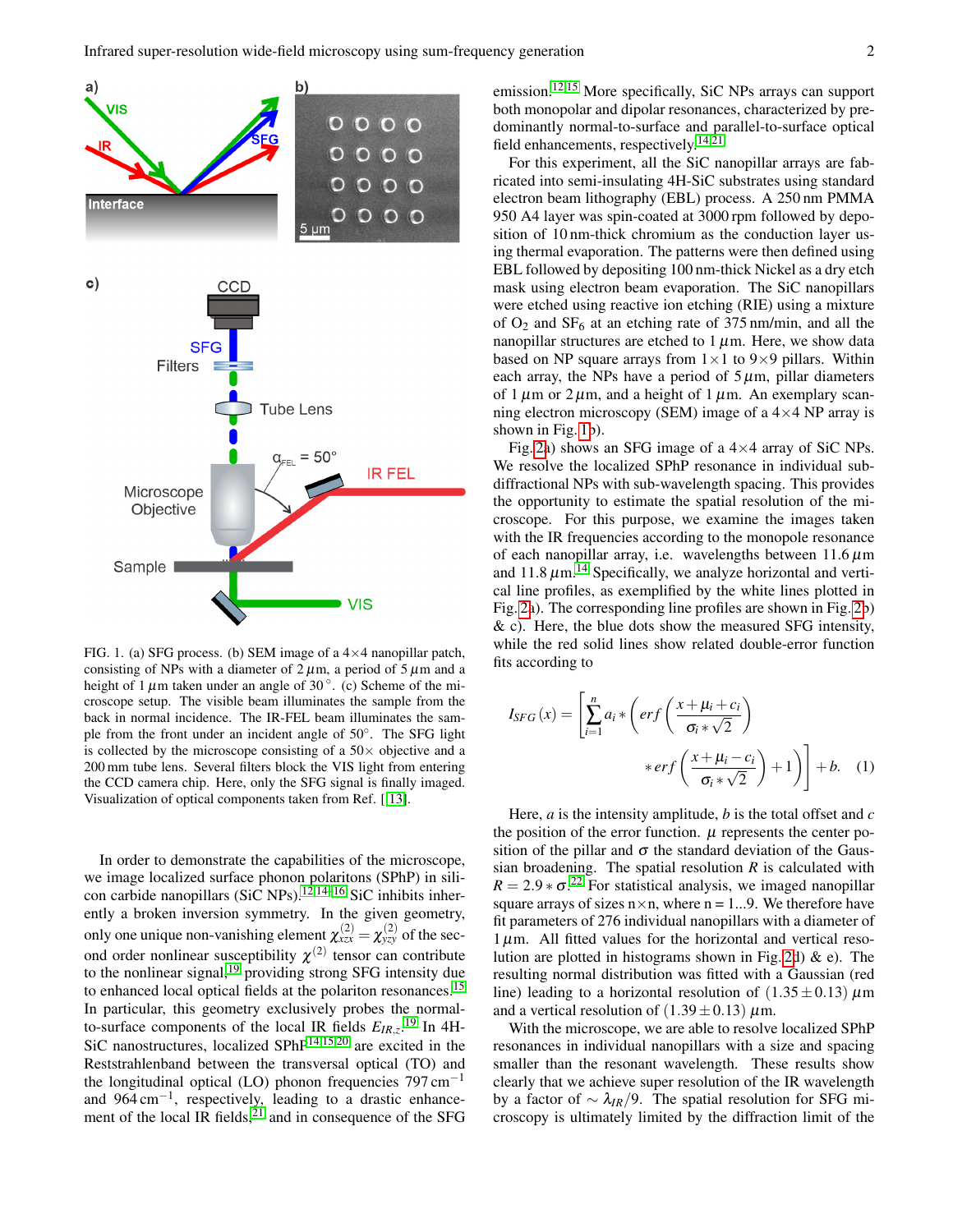FIG. 1. (a) SFG process. (b) SEM image of a 4×4 nanopillar patch, consisting of NPs with a diameter of 2 $\mu$m, a period of 5 $\mu$m and a height of 1 $\mu$m taken under an angle of 30°. (c) Scheme of the microscope setup. The visible beam illuminates the sample from the back in normal incidence. The IR-FEL beam illuminates the sample from the front under an incident angle of 50°. The SFG light is collected by the microscope consisting of a 50× objective and a 200 mm tube lens. Several filters block the VIS light from entering the CCD camera chip. Here, only the SFG signal is finally imaged. Visualization of optical components taken from Ref. [[13]].

In order to demonstrate the capabilities of the microscope, we image localized surface phonon polaritons (SPhP) in silicon carbide nanopillars (SiC NPs).[12,14,16] SiC inhibits inherently a broken inversion symmetry. In the given geometry, only one unique non-vanishing element $\chi^{(2)}_{xzx} = \chi^{(2)}_{yzy}$ of the second order nonlinear susceptibility $\chi^{(2)}$ tensor can contribute to the nonlinear signal,[19] providing strong SFG intensity due to enhanced local optical fields at the polariton resonances.[15] In particular, this geometry exclusively probes the normal-to-surface components of the local IR fields $E_{IR,z}$.[19] In 4H-SiC nanostructures, localized SPhP[14,15,20] are excited in the Reststrahlenband between the transversal optical (TO) and the longitudinal optical (LO) phonon frequencies 797 cm$^{-1}$ and 964 cm$^{-1}$, respectively, leading to a drastic enhancement of the local IR fields,[21] and in consequence of the SFG emission.[12,15] More specifically, SiC NPs arrays can support both monopolar and dipolar resonances, characterized by predominantly normal-to-surface and parallel-to-surface optical field enhancements, respectively.[14,21]

For this experiment, all the SiC nanopillar arrays are fabricated into semi-insulating 4H-SiC substrates using standard electron beam lithography (EBL) process. A 250 nm PMMA 950 A4 layer was spin-coated at 3000 rpm followed by deposition of 10 nm-thick chromium as the conduction layer using thermal evaporation. The patterns were then defined using EBL followed by depositing 100 nm-thick Nickel as a dry etch mask using electron beam evaporation. The SiC nanopillars were etched using reactive ion etching (RIE) using a mixture of $O_2$ and $SF_6$ at an etching rate of 375 nm/min, and all the nanopillar structures are etched to 1 $\mu$m. Here, we show data based on NP square arrays from 1×1 to 9×9 pillars. Within each array, the NPs have a period of 5 $\mu$m, pillar diameters of 1 $\mu$m or 2 $\mu$m, and a height of 1 $\mu$m. An exemplary scanning electron microscopy (SEM) image of a 4×4 NP array is shown in Fig. 1b).

Fig. 2a) shows an SFG image of a 4×4 array of SiC NPs. We resolve the localized SPhP resonance in individual subdiffractional NPs with sub-wavelength spacing. This provides the opportunity to estimate the spatial resolution of the microscope. For this purpose, we examine the images taken with the IR frequencies according to the monopole resonance of each nanopillar array, i.e. wavelengths between 11.6 $\mu$m and 11.8 $\mu$m.[14] Specifically, we analyze horizontal and vertical line profiles, as exemplified by the white lines plotted in Fig. 2a). The corresponding line profiles are shown in Fig. 2b) & c). Here, the blue dots show the measured SFG intensity, while the red solid lines show related double-error function fits according to

$$I_{SFG}(x) = \left[ \sum_{i=1}^{n} a_i * \left( erf\left( \frac{x + \mu_i + c_i}{\sigma_i * \sqrt{2}} \right) * erf\left( \frac{x + \mu_i - c_i}{\sigma_i * \sqrt{2}} \right) + 1 \right) \right] + b. \quad (1)$$

Here, $a$ is the intensity amplitude, $b$ is the total offset and $c$ the position of the error function. $\mu$ represents the center position of the pillar and $\sigma$ the standard deviation of the Gaussian broadening. The spatial resolution $R$ is calculated with $R = 2.9 * \sigma$.[22] For statistical analysis, we imaged nanopillar square arrays of sizes n×n, where n = 1...9. We therefore have fit parameters of 276 individual nanopillars with a diameter of 1 $\mu$m. All fitted values for the horizontal and vertical resolution are plotted in histograms shown in Fig. 2d) & e). The resulting normal distribution was fitted with a Gaussian (red line) leading to a horizontal resolution of $(1.35 \pm 0.13)$ $\mu$m and a vertical resolution of $(1.39 \pm 0.13)$ $\mu$m.

With the microscope, we are able to resolve localized SPhP resonances in individual nanopillars with a size and spacing smaller than the resonant wavelength. These results show clearly that we achieve super resolution of the IR wavelength by a factor of $\sim \lambda_{IR}/9$. The spatial resolution for SFG microscopy is ultimately limited by the diffraction limit of the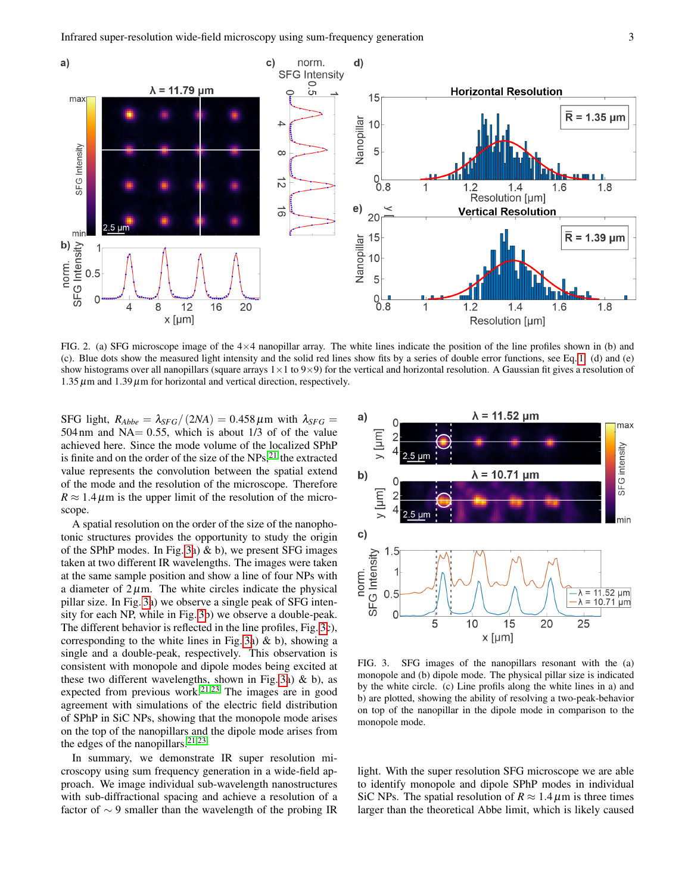FIG. 2. (a) SFG microscope image of the 4×4 nanopillar array. The white lines indicate the position of the line profiles shown in (b) and (c). Blue dots show the measured light intensity and the solid red lines show fits by a series of double error functions, see Eq. 1. (d) and (e) show histograms over all nanopillars (square arrays 1×1 to 9×9) for the vertical and horizontal resolution. A Gaussian fit gives a resolution of 1.35 $\mu$m and 1.39 $\mu$m for horizontal and vertical direction, respectively.

SFG light, $R_{Abbe} = \lambda_{SFG}/(2NA) = 0.458\,\mu$m with $\lambda_{SFG} =$ 504 nm and NA= 0.55, which is about 1/3 of of the value achieved here. Since the mode volume of the localized SPhP is finite and on the order of the size of the NPs,[21] the extracted value represents the convolution between the spatial extend of the mode and the resolution of the microscope. Therefore $R \approx 1.4\,\mu$m is the upper limit of the resolution of the microscope.

A spatial resolution on the order of the size of the nanophotonic structures provides the opportunity to study the origin of the SPhP modes. In Fig. 3a) & b), we present SFG images taken at two different IR wavelengths. The images were taken at the same sample position and show a line of four NPs with a diameter of 2 $\mu$m. The white circles indicate the physical pillar size. In Fig. 3a) we observe a single peak of SFG intensity for each NP, while in Fig. 3b) we observe a double-peak. The different behavior is reflected in the line profiles, Fig. 3c), corresponding to the white lines in Fig. 3a) & b), showing a single and a double-peak, respectively. This observation is consistent with monopole and dipole modes being excited at these two different wavelengths, shown in Fig. 3a) & b), as expected from previous work.[21,23] The images are in good agreement with simulations of the electric field distribution of SPhP in SiC NPs, showing that the monopole mode arises on the top of the nanopillars and the dipole mode arises from the edges of the nanopillars.[21,23]

FIG. 3. SFG images of the nanopillars resonant with the (a) monopole and (b) dipole mode. The physical pillar size is indicated by the white circle. (c) Line profils along the white lines in a) and b) are plotted, showing the ability of resolving a two-peak-behavior on top of the nanopillar in the dipole mode in comparison to the monopole mode.

In summary, we demonstrate IR super resolution microscopy using sum frequency generation in a wide-field approach. We image individual sub-wavelength nanostructures with sub-diffractional spacing and achieve a resolution of a factor of $\sim 9$ smaller than the wavelength of the probing IR light. With the super resolution SFG microscope we are able to identify monopole and dipole SPhP modes in individual SiC NPs. The spatial resolution of $R \approx 1.4\,\mu$m is three times larger than the theoretical Abbe limit, which is likely caused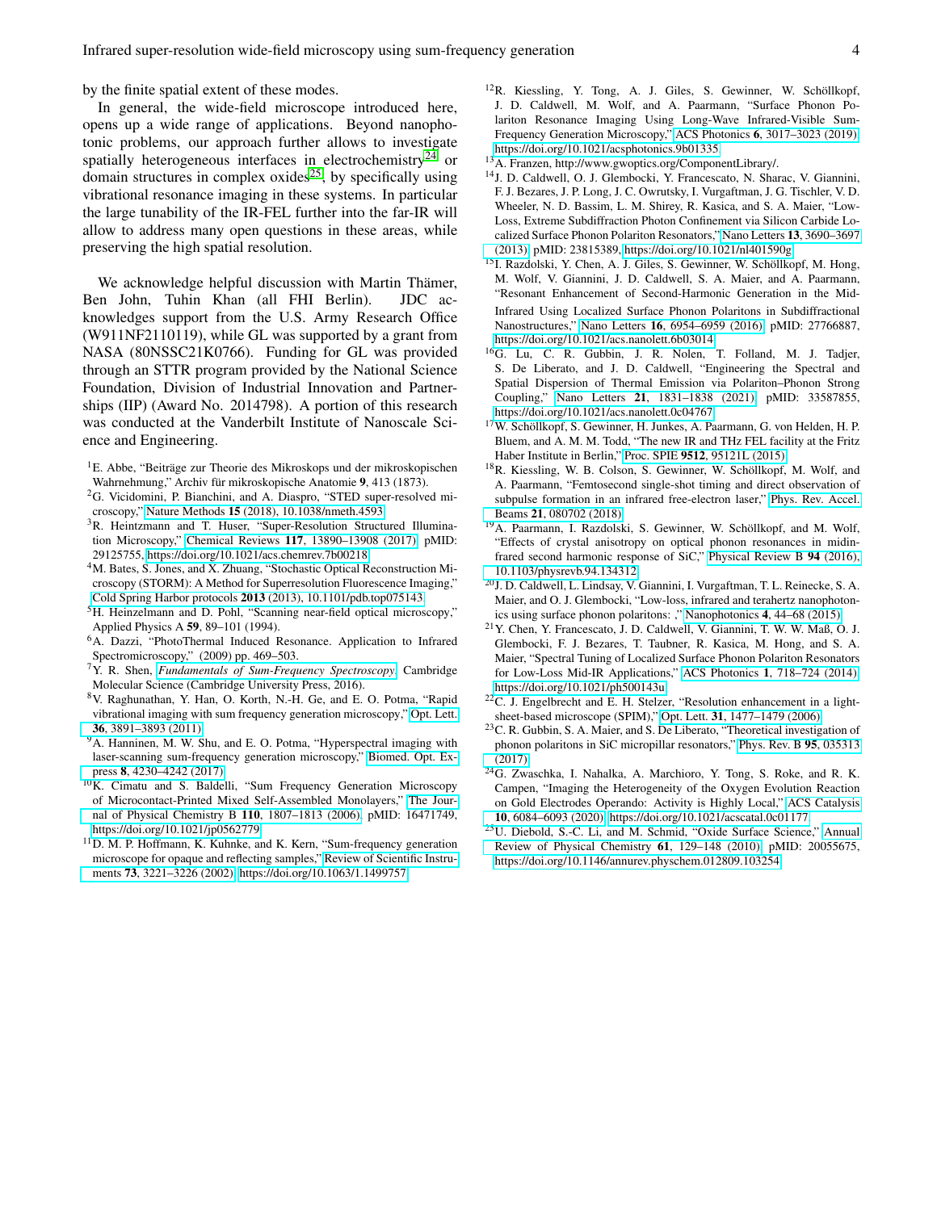by the finite spatial extent of these modes.

In general, the wide-field microscope introduced here, opens up a wide range of applications. Beyond nanophotonic problems, our approach further allows to investigate spatially heterogeneous interfaces in electrochemistry[24] or domain structures in complex oxides[25], by specifically using vibrational resonance imaging in these systems. In particular the large tunability of the IR-FEL further into the far-IR will allow to address many open questions in these areas, while preserving the high spatial resolution.

We acknowledge helpful discussion with Martin Thämer, Ben John, Tuhin Khan (all FHI Berlin). JDC acknowledges support from the U.S. Army Research Office (W911NF2110119), while GL was supported by a grant from NASA (80NSSC21K0766). Funding for GL was provided through an STTR program provided by the National Science Foundation, Division of Industrial Innovation and Partnerships (IIP) (Award No. 2014798). A portion of this research was conducted at the Vanderbilt Institute of Nanoscale Science and Engineering.

[1] E. Abbe, "Beiträge zur Theorie des Mikroskops und der mikroskopischen Wahrnehmung," Archiv für mikroskopische Anatomie **9**, 413 (1873).

[2] G. Vicidomini, P. Bianchini, and A. Diaspro, "STED super-resolved microscopy," Nature Methods **15** (2018), 10.1038/nmeth.4593.

[3] R. Heintzmann and T. Huser, "Super-Resolution Structured Illumination Microscopy," Chemical Reviews **117**, 13890–13908 (2017), pMID: 29125755, https://doi.org/10.1021/acs.chemrev.7b00218.

[4] M. Bates, S. Jones, and X. Zhuang, "Stochastic Optical Reconstruction Microscopy (STORM): A Method for Superresolution Fluorescence Imaging," Cold Spring Harbor protocols **2013** (2013), 10.1101/pdb.top075143.

[5] H. Heinzelmann and D. Pohl, "Scanning near-field optical microscopy," Applied Physics A **59**, 89–101 (1994).

[6] A. Dazzi, "PhotoThermal Induced Resonance. Application to Infrared Spectromicroscopy," (2009) pp. 469–503.

[7] Y. R. Shen, *Fundamentals of Sum-Frequency Spectroscopy*, Cambridge Molecular Science (Cambridge University Press, 2016).

[8] V. Raghunathan, Y. Han, O. Korth, N.-H. Ge, and E. O. Potma, "Rapid vibrational imaging with sum frequency generation microscopy," Opt. Lett. **36**, 3891–3893 (2011).

[9] A. Hanninen, M. W. Shu, and E. O. Potma, "Hyperspectral imaging with laser-scanning sum-frequency generation microscopy," Biomed. Opt. Express **8**, 4230–4242 (2017).

[10] K. Cimatu and S. Baldelli, "Sum Frequency Generation Microscopy of Microcontact-Printed Mixed Self-Assembled Monolayers," The Journal of Physical Chemistry B **110**, 1807–1813 (2006), pMID: 16471749, https://doi.org/10.1021/jp0562779.

[11] D. M. P. Hoffmann, K. Kuhnke, and K. Kern, "Sum-frequency generation microscope for opaque and reflecting samples," Review of Scientific Instruments **73**, 3221–3226 (2002), https://doi.org/10.1063/1.1499757.

[12] R. Kiessling, Y. Tong, A. J. Giles, S. Gewinner, W. Schöllkopf, J. D. Caldwell, M. Wolf, and A. Paarmann, "Surface Phonon Polariton Resonance Imaging Using Long-Wave Infrared-Visible Sum-Frequency Generation Microscopy," ACS Photonics **6**, 3017–3023 (2019), https://doi.org/10.1021/acsphotonics.9b01335.

[13] A. Franzen, http://www.gwoptics.org/ComponentLibrary/.

[14] J. D. Caldwell, O. J. Glembocki, Y. Francescato, N. Sharac, V. Giannini, F. J. Bezares, J. P. Long, J. C. Owrutsky, I. Vurgaftman, J. G. Tischler, V. D. Wheeler, N. D. Bassim, L. M. Shirey, R. Kasica, and S. A. Maier, "Low-Loss, Extreme Subdiffraction Photon Confinement via Silicon Carbide Localized Surface Phonon Polariton Resonators," Nano Letters **13**, 3690–3697 (2013), pMID: 23815389, https://doi.org/10.1021/nl401590g.

[15] I. Razdolski, Y. Chen, A. J. Giles, S. Gewinner, W. Schöllkopf, M. Hong, M. Wolf, V. Giannini, J. D. Caldwell, S. A. Maier, and A. Paarmann, "Resonant Enhancement of Second-Harmonic Generation in the Mid-Infrared Using Localized Surface Phonon Polaritons in Subdiffractional Nanostructures," Nano Letters **16**, 6954–6959 (2016), pMID: 27766887, https://doi.org/10.1021/acs.nanolett.6b03014.

[16] G. Lu, C. R. Gubbin, J. R. Nolen, T. Folland, M. J. Tadjer, S. De Liberato, and J. D. Caldwell, "Engineering the Spectral and Spatial Dispersion of Thermal Emission via Polariton–Phonon Strong Coupling," Nano Letters **21**, 1831–1838 (2021), pMID: 33587855, https://doi.org/10.1021/acs.nanolett.0c04767.

[17] W. Schöllkopf, S. Gewinner, H. Junkes, A. Paarmann, G. von Helden, H. P. Bluem, and A. M. M. Todd, "The new IR and THz FEL facility at the Fritz Haber Institute in Berlin," Proc. SPIE **9512**, 95121L (2015).

[18] R. Kiessling, W. B. Colson, S. Gewinner, W. Schöllkopf, M. Wolf, and A. Paarmann, "Femtosecond single-shot timing and direct observation of subpulse formation in an infrared free-electron laser," Phys. Rev. Accel. Beams **21**, 080702 (2018).

[19] A. Paarmann, I. Razdolski, S. Gewinner, W. Schöllkopf, and M. Wolf, "Effects of crystal anisotropy on optical phonon resonances in midinfrared second harmonic response of SiC," Physical Review B **94** (2016), 10.1103/physrevb.94.134312.

[20] J. D. Caldwell, L. Lindsay, V. Giannini, I. Vurgaftman, T. L. Reinecke, S. A. Maier, and O. J. Glembocki, "Low-loss, infrared and terahertz nanophotonics using surface phonon polaritons: ," Nanophotonics **4**, 44–68 (2015).

[21] Y. Chen, Y. Francescato, J. D. Caldwell, V. Giannini, T. W. W. Maß, O. J. Glembocki, F. J. Bezares, T. Taubner, R. Kasica, M. Hong, and S. A. Maier, "Spectral Tuning of Localized Surface Phonon Polariton Resonators for Low-Loss Mid-IR Applications," ACS Photonics **1**, 718–724 (2014), https://doi.org/10.1021/ph500143u.

[22] C. J. Engelbrecht and E. H. Stelzer, "Resolution enhancement in a light-sheet-based microscope (SPIM)," Opt. Lett. **31**, 1477–1479 (2006).

[23] C. R. Gubbin, S. A. Maier, and S. De Liberato, "Theoretical investigation of phonon polaritons in SiC micropillar resonators," Phys. Rev. B **95**, 035313 (2017).

[24] G. Zwaschka, I. Nahalka, A. Marchioro, Y. Tong, S. Roke, and R. K. Campen, "Imaging the Heterogeneity of the Oxygen Evolution Reaction on Gold Electrodes Operando: Activity is Highly Local," ACS Catalysis **10**, 6084–6093 (2020), https://doi.org/10.1021/acscatal.0c01177.

[25] U. Diebold, S.-C. Li, and M. Schmid, "Oxide Surface Science," Annual Review of Physical Chemistry **61**, 129–148 (2010), pMID: 20055675, https://doi.org/10.1146/annurev.physchem.012809.103254.